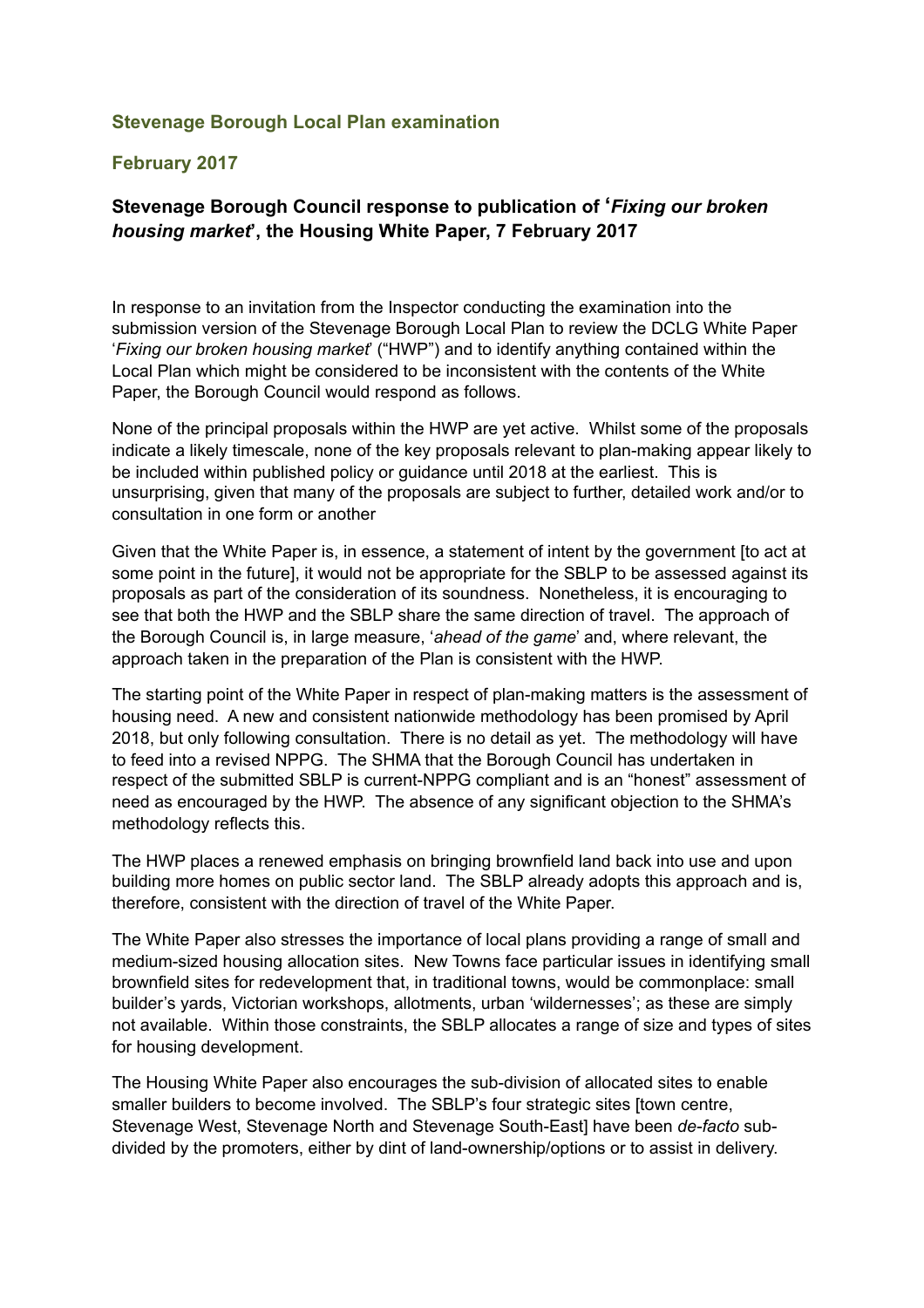**Stevenage Borough Local Plan examination**

**February 2017**

## Stevenage Borough Council response to publication of '*Fixing our broken housing market*', the Housing White Paper, 7 February 2017

In response to an invitation from the Inspector conducting the examination into the submission version of the Stevenage Borough Local Plan to review the DCLG White Paper '*Fixing our broken housing market*' ("HWP") and to identify anything contained within the Local Plan which might be considered to be inconsistent with the contents of the White Paper, the Borough Council would respond as follows.

None of the principal proposals within the HWP are yet active. Whilst some of the proposals indicate a likely timescale, none of the key proposals relevant to plan-making appear likely to be included within published policy or guidance until 2018 at the earliest. This is unsurprising, given that many of the proposals are subject to further, detailed work and/or to consultation in one form or another

Given that the White Paper is, in essence, a statement of intent by the government [to act at some point in the future], it would not be appropriate for the SBLP to be assessed against its proposals as part of the consideration of its soundness. Nonetheless, it is encouraging to see that both the HWP and the SBLP share the same direction of travel. The approach of the Borough Council is, in large measure, '*ahead of the game*' and, where relevant, the approach taken in the preparation of the Plan is consistent with the HWP.

The starting point of the White Paper in respect of plan-making matters is the assessment of housing need. A new and consistent nationwide methodology has been promised by April 2018, but only following consultation. There is no detail as yet. The methodology will have to feed into a revised NPPG. The SHMA that the Borough Council has undertaken in respect of the submitted SBLP is current-NPPG compliant and is an "honest" assessment of need as encouraged by the HWP. The absence of any significant objection to the SHMA's methodology reflects this.

The HWP places a renewed emphasis on bringing brownfield land back into use and upon building more homes on public sector land. The SBLP already adopts this approach and is, therefore, consistent with the direction of travel of the White Paper.

The White Paper also stresses the importance of local plans providing a range of small and medium-sized housing allocation sites. New Towns face particular issues in identifying small brownfield sites for redevelopment that, in traditional towns, would be commonplace: small builder's yards, Victorian workshops, allotments, urban 'wildernesses'; as these are simply not available. Within those constraints, the SBLP allocates a range of size and types of sites for housing development.

The Housing White Paper also encourages the sub-division of allocated sites to enable smaller builders to become involved. The SBLP's four strategic sites [town centre, Stevenage West, Stevenage North and Stevenage South-East] have been *de-facto* sub-divided by the promoters, either by dint of land-ownership/options or to assist in delivery.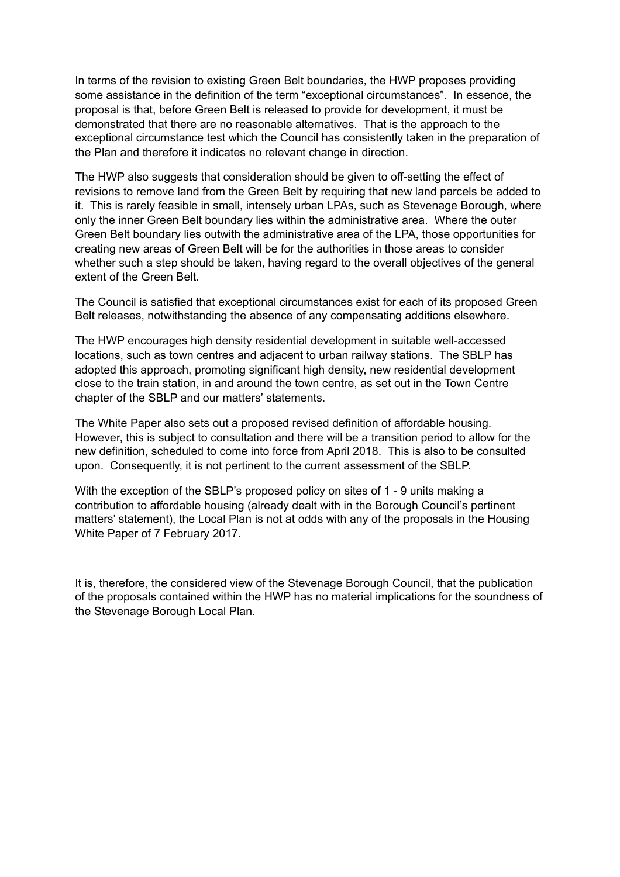In terms of the revision to existing Green Belt boundaries, the HWP proposes providing some assistance in the definition of the term "exceptional circumstances". In essence, the proposal is that, before Green Belt is released to provide for development, it must be demonstrated that there are no reasonable alternatives. That is the approach to the exceptional circumstance test which the Council has consistently taken in the preparation of the Plan and therefore it indicates no relevant change in direction.

The HWP also suggests that consideration should be given to off-setting the effect of revisions to remove land from the Green Belt by requiring that new land parcels be added to it. This is rarely feasible in small, intensely urban LPAs, such as Stevenage Borough, where only the inner Green Belt boundary lies within the administrative area. Where the outer Green Belt boundary lies outwith the administrative area of the LPA, those opportunities for creating new areas of Green Belt will be for the authorities in those areas to consider whether such a step should be taken, having regard to the overall objectives of the general extent of the Green Belt.

The Council is satisfied that exceptional circumstances exist for each of its proposed Green Belt releases, notwithstanding the absence of any compensating additions elsewhere.

The HWP encourages high density residential development in suitable well-accessed locations, such as town centres and adjacent to urban railway stations. The SBLP has adopted this approach, promoting significant high density, new residential development close to the train station, in and around the town centre, as set out in the Town Centre chapter of the SBLP and our matters' statements.

The White Paper also sets out a proposed revised definition of affordable housing. However, this is subject to consultation and there will be a transition period to allow for the new definition, scheduled to come into force from April 2018. This is also to be consulted upon. Consequently, it is not pertinent to the current assessment of the SBLP.

With the exception of the SBLP's proposed policy on sites of 1 - 9 units making a contribution to affordable housing (already dealt with in the Borough Council's pertinent matters' statement), the Local Plan is not at odds with any of the proposals in the Housing White Paper of 7 February 2017.

It is, therefore, the considered view of the Stevenage Borough Council, that the publication of the proposals contained within the HWP has no material implications for the soundness of the Stevenage Borough Local Plan.